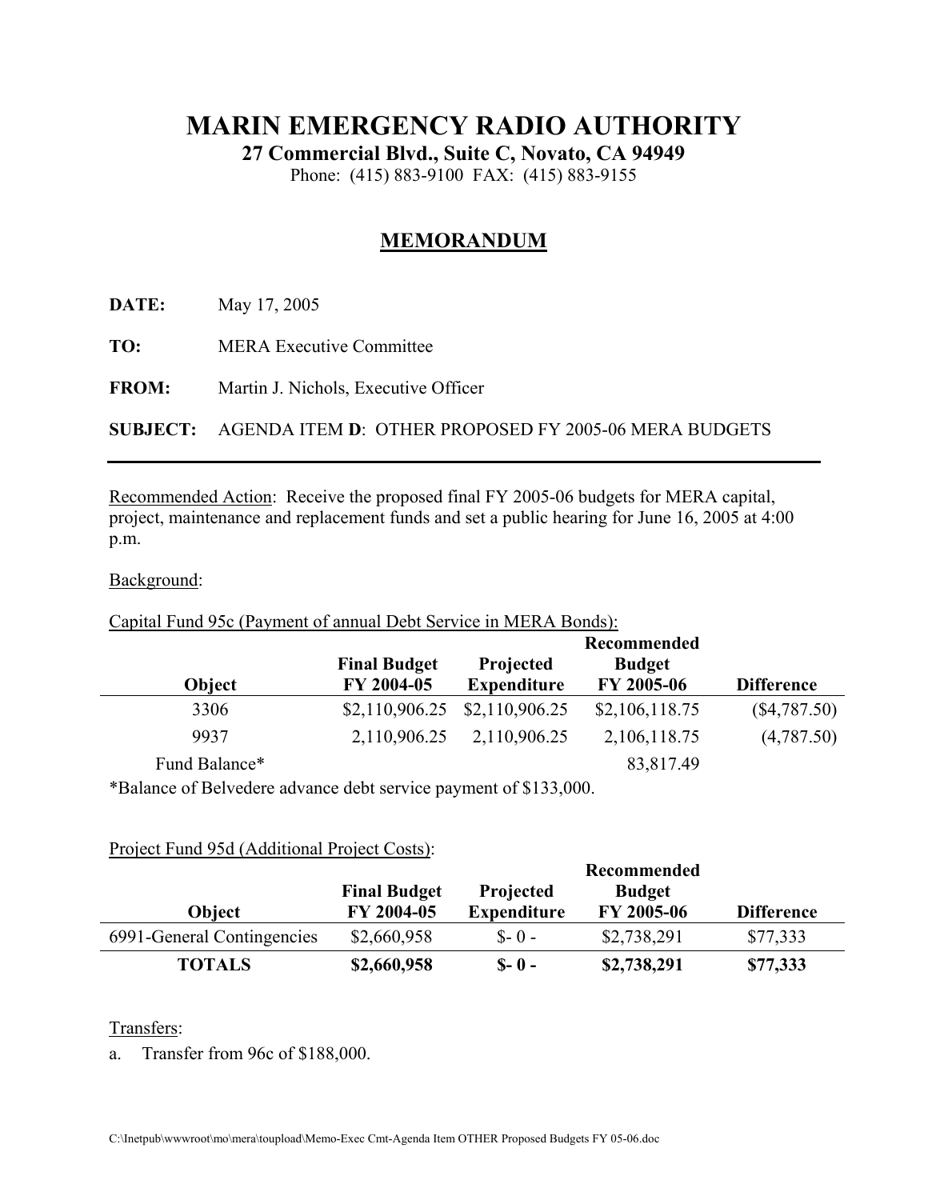# MARIN EMERGENCY RADIO AUTHORITY

**27 Commercial Blvd., Suite C, Novato, CA 94949**

Phone: (415) 883-9100 FAX: (415) 883-9155

## MEMORANDUM

**DATE:** May 17, 2005

**TO:** MERA Executive Committee

**FROM:** Martin J. Nichols, Executive Officer

**SUBJECT:** AGENDA ITEM **D**: OTHER PROPOSED FY 2005-06 MERA BUDGETS

---

Recommended Action: Receive the proposed final FY 2005-06 budgets for MERA capital, project, maintenance and replacement funds and set a public hearing for June 16, 2005 at 4:00 p.m.

Background:

Capital Fund 95c (Payment of annual Debt Service in MERA Bonds):

| Object | Final Budget FY 2004-05 | Projected Expenditure | Recommended Budget FY 2005-06 | Difference |
|---|---|---|---|---|
| 3306 | $2,110,906.25 | $2,110,906.25 | $2,106,118.75 | ($4,787.50) |
| 9937 | 2,110,906.25 | 2,110,906.25 | 2,106,118.75 | (4,787.50) |
| Fund Balance* | | | 83,817.49 | |

*Balance of Belvedere advance debt service payment of $133,000.

Project Fund 95d (Additional Project Costs):

| Object | Final Budget FY 2004-05 | Projected Expenditure | Recommended Budget FY 2005-06 | Difference |
|---|---|---|---|---|
| 6991-General Contingencies | $2,660,958 | $- 0 - | $2,738,291 | $77,333 |
| **TOTALS** | **$2,660,958** | **$- 0 -** | **$2,738,291** | **$77,333** |

Transfers:

a. Transfer from 96c of $188,000.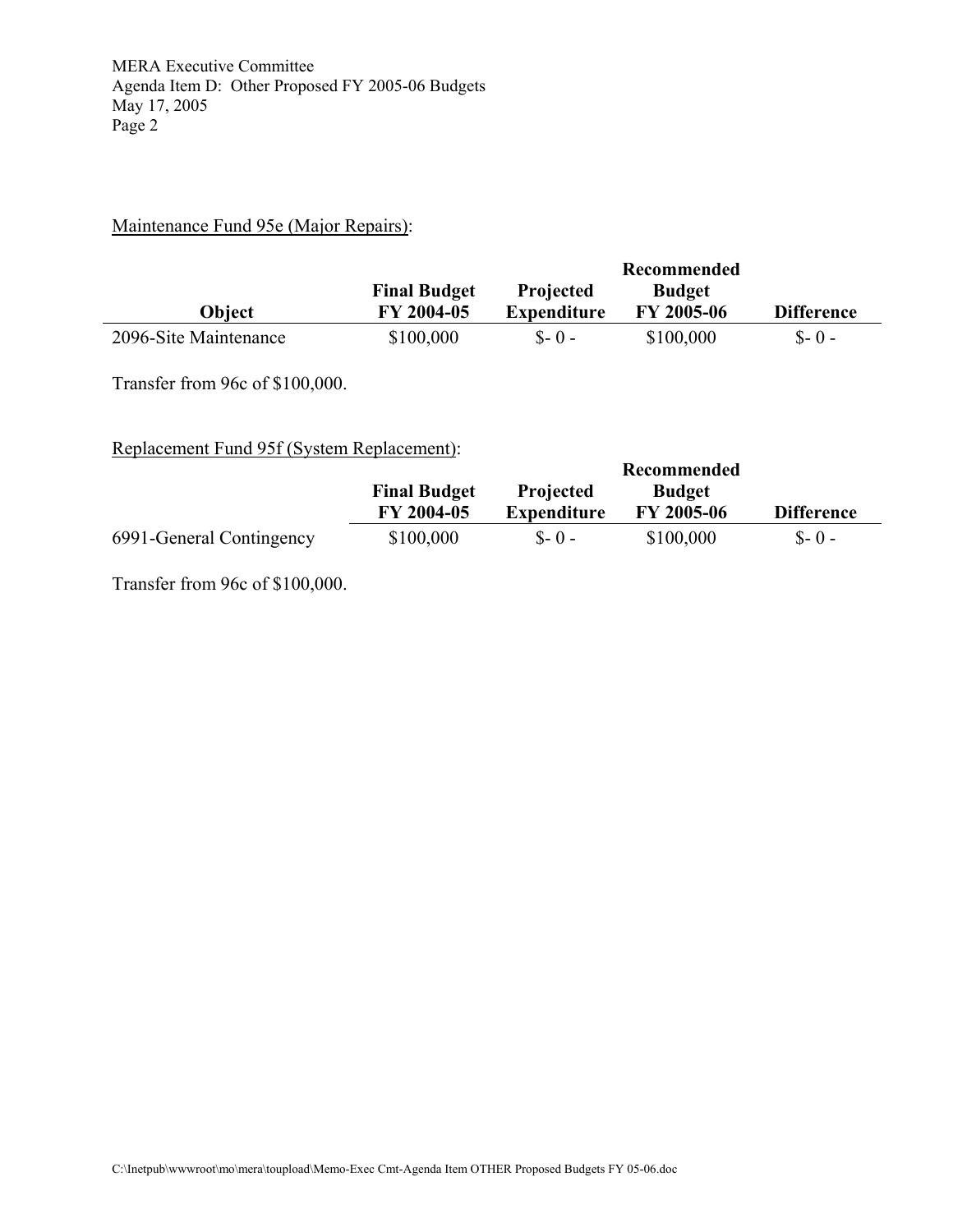Maintenance Fund 95e (Major Repairs):

| Object | Final Budget FY 2004-05 | Projected Expenditure | Recommended Budget FY 2005-06 | Difference |
|---|---|---|---|---|
| 2096-Site Maintenance | $100,000 | $- 0 - | $100,000 | $- 0 - |

Transfer from 96c of $100,000.

Replacement Fund 95f (System Replacement):

| | Final Budget FY 2004-05 | Projected Expenditure | Recommended Budget FY 2005-06 | Difference |
|---|---|---|---|---|
| 6991-General Contingency | $100,000 | $- 0 - | $100,000 | $- 0 - |

Transfer from 96c of $100,000.